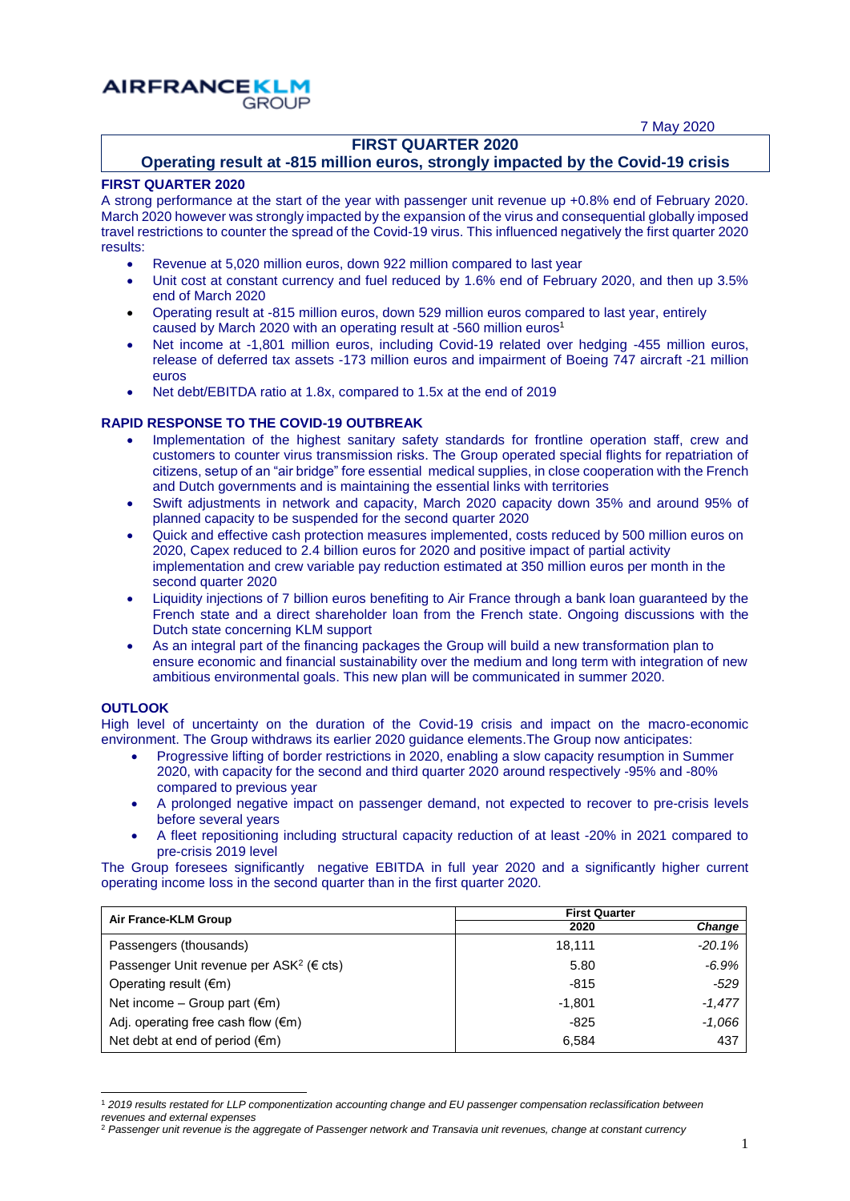AIRFRANCE KLM GROUP

7 May 2020

# FIRST QUARTER 2020
## Operating result at -815 million euros, strongly impacted by the Covid-19 crisis

### FIRST QUARTER 2020

A strong performance at the start of the year with passenger unit revenue up +0.8% end of February 2020. March 2020 however was strongly impacted by the expansion of the virus and consequential globally imposed travel restrictions to counter the spread of the Covid-19 virus. This influenced negatively the first quarter 2020 results:

- Revenue at 5,020 million euros, down 922 million compared to last year
- Unit cost at constant currency and fuel reduced by 1.6% end of February 2020, and then up 3.5% end of March 2020
- Operating result at -815 million euros, down 529 million euros compared to last year, entirely caused by March 2020 with an operating result at -560 million euros[1]
- Net income at -1,801 million euros, including Covid-19 related over hedging -455 million euros, release of deferred tax assets -173 million euros and impairment of Boeing 747 aircraft -21 million euros
- Net debt/EBITDA ratio at 1.8x, compared to 1.5x at the end of 2019

### RAPID RESPONSE TO THE COVID-19 OUTBREAK

- Implementation of the highest sanitary safety standards for frontline operation staff, crew and customers to counter virus transmission risks. The Group operated special flights for repatriation of citizens, setup of an "air bridge" fore essential medical supplies, in close cooperation with the French and Dutch governments and is maintaining the essential links with territories
- Swift adjustments in network and capacity, March 2020 capacity down 35% and around 95% of planned capacity to be suspended for the second quarter 2020
- Quick and effective cash protection measures implemented, costs reduced by 500 million euros on 2020, Capex reduced to 2.4 billion euros for 2020 and positive impact of partial activity implementation and crew variable pay reduction estimated at 350 million euros per month in the second quarter 2020
- Liquidity injections of 7 billion euros benefiting to Air France through a bank loan guaranteed by the French state and a direct shareholder loan from the French state. Ongoing discussions with the Dutch state concerning KLM support
- As an integral part of the financing packages the Group will build a new transformation plan to ensure economic and financial sustainability over the medium and long term with integration of new ambitious environmental goals. This new plan will be communicated in summer 2020.

### OUTLOOK

High level of uncertainty on the duration of the Covid-19 crisis and impact on the macro-economic environment. The Group withdraws its earlier 2020 guidance elements.The Group now anticipates:

- Progressive lifting of border restrictions in 2020, enabling a slow capacity resumption in Summer 2020, with capacity for the second and third quarter 2020 around respectively -95% and -80% compared to previous year
- A prolonged negative impact on passenger demand, not expected to recover to pre-crisis levels before several years
- A fleet repositioning including structural capacity reduction of at least -20% in 2021 compared to pre-crisis 2019 level

The Group foresees significantly negative EBITDA in full year 2020 and a significantly higher current operating income loss in the second quarter than in the first quarter 2020.

| Air France-KLM Group | First Quarter | |
|---|---|---|
| | 2020 | *Change* |
| Passengers (thousands) | 18,111 | *-20.1%* |
| Passenger Unit revenue per ASK[2] (€ cts) | 5.80 | *-6.9%* |
| Operating result (€m) | -815 | *-529* |
| Net income – Group part (€m) | -1,801 | *-1,477* |
| Adj. operating free cash flow (€m) | -825 | *-1,066* |
| Net debt at end of period (€m) | 6,584 | 437 |

[1] *2019 results restated for LLP componentization accounting change and EU passenger compensation reclassification between revenues and external expenses*

[2] *Passenger unit revenue is the aggregate of Passenger network and Transavia unit revenues, change at constant currency*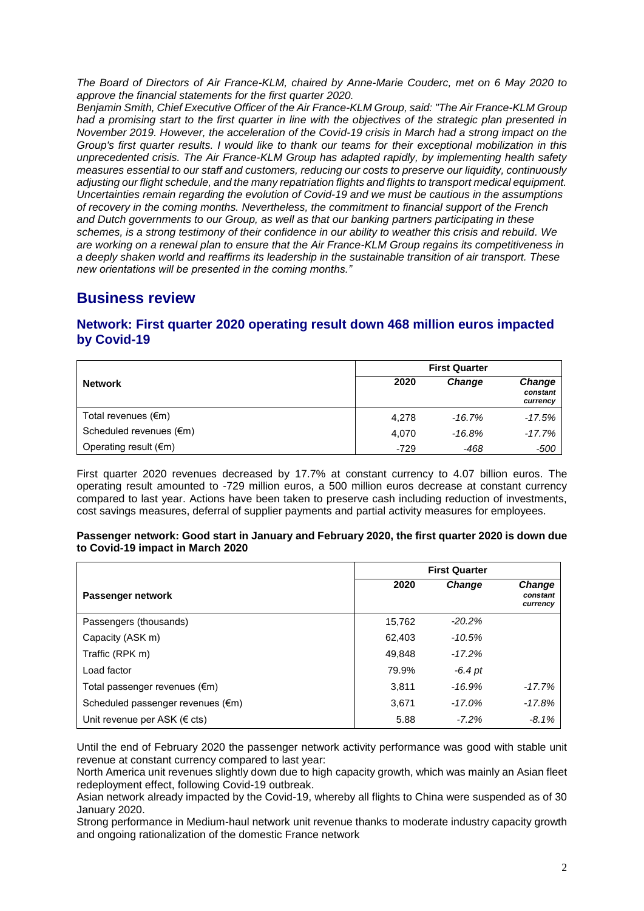*The Board of Directors of Air France-KLM, chaired by Anne-Marie Couderc, met on 6 May 2020 to approve the financial statements for the first quarter 2020.*

*Benjamin Smith, Chief Executive Officer of the Air France-KLM Group, said: "The Air France-KLM Group had a promising start to the first quarter in line with the objectives of the strategic plan presented in November 2019. However, the acceleration of the Covid-19 crisis in March had a strong impact on the Group's first quarter results. I would like to thank our teams for their exceptional mobilization in this unprecedented crisis. The Air France-KLM Group has adapted rapidly, by implementing health safety measures essential to our staff and customers, reducing our costs to preserve our liquidity, continuously adjusting our flight schedule, and the many repatriation flights and flights to transport medical equipment. Uncertainties remain regarding the evolution of Covid-19 and we must be cautious in the assumptions of recovery in the coming months. Nevertheless, the commitment to financial support of the French and Dutch governments to our Group, as well as that our banking partners participating in these schemes, is a strong testimony of their confidence in our ability to weather this crisis and rebuild. We are working on a renewal plan to ensure that the Air France-KLM Group regains its competitiveness in a deeply shaken world and reaffirms its leadership in the sustainable transition of air transport. These new orientations will be presented in the coming months."*

# Business review

## Network: First quarter 2020 operating result down 468 million euros impacted by Covid-19

| Network | First Quarter | | |
|---|---|---|---|
| | 2020 | *Change* | *Change constant currency* |
| Total revenues (€m) | 4,278 | *-16.7%* | *-17.5%* |
| Scheduled revenues (€m) | 4,070 | *-16.8%* | *-17.7%* |
| Operating result (€m) | -729 | *-468* | *-500* |

First quarter 2020 revenues decreased by 17.7% at constant currency to 4.07 billion euros. The operating result amounted to -729 million euros, a 500 million euros decrease at constant currency compared to last year. Actions have been taken to preserve cash including reduction of investments, cost savings measures, deferral of supplier payments and partial activity measures for employees.

**Passenger network: Good start in January and February 2020, the first quarter 2020 is down due to Covid-19 impact in March 2020**

| Passenger network | First Quarter | | |
|---|---|---|---|
| | 2020 | *Change* | *Change constant currency* |
| Passengers (thousands) | 15,762 | *-20.2%* | |
| Capacity (ASK m) | 62,403 | *-10.5%* | |
| Traffic (RPK m) | 49,848 | *-17.2%* | |
| Load factor | 79.9% | *-6.4 pt* | |
| Total passenger revenues (€m) | 3,811 | *-16.9%* | *-17.7%* |
| Scheduled passenger revenues (€m) | 3,671 | *-17.0%* | *-17.8%* |
| Unit revenue per ASK (€ cts) | 5.88 | *-7.2%* | *-8.1%* |

Until the end of February 2020 the passenger network activity performance was good with stable unit revenue at constant currency compared to last year:

North America unit revenues slightly down due to high capacity growth, which was mainly an Asian fleet redeployment effect, following Covid-19 outbreak.

Asian network already impacted by the Covid-19, whereby all flights to China were suspended as of 30 January 2020.

Strong performance in Medium-haul network unit revenue thanks to moderate industry capacity growth and ongoing rationalization of the domestic France network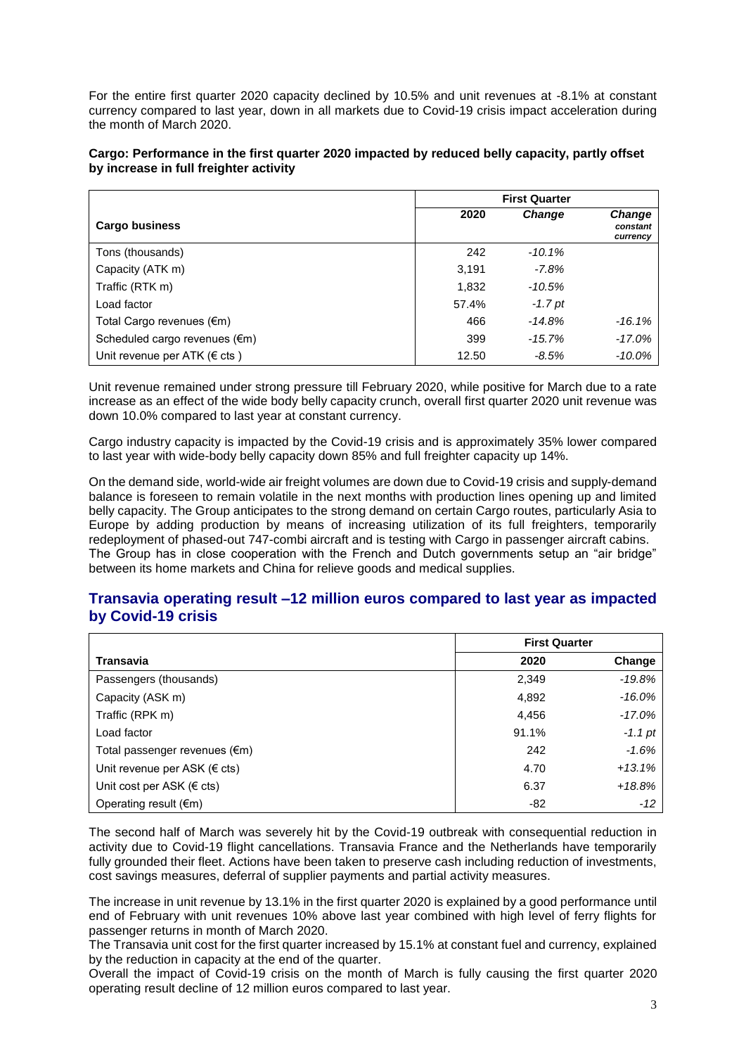For the entire first quarter 2020 capacity declined by 10.5% and unit revenues at -8.1% at constant currency compared to last year, down in all markets due to Covid-19 crisis impact acceleration during the month of March 2020.

**Cargo: Performance in the first quarter 2020 impacted by reduced belly capacity, partly offset by increase in full freighter activity**

| Cargo business | First Quarter | | |
|---|---|---|---|
| | 2020 | *Change* | *Change constant currency* |
| Tons (thousands) | 242 | *-10.1%* | |
| Capacity (ATK m) | 3,191 | *-7.8%* | |
| Traffic (RTK m) | 1,832 | *-10.5%* | |
| Load factor | 57.4% | *-1.7 pt* | |
| Total Cargo revenues (€m) | 466 | *-14.8%* | *-16.1%* |
| Scheduled cargo revenues (€m) | 399 | *-15.7%* | *-17.0%* |
| Unit revenue per ATK (€ cts ) | 12.50 | *-8.5%* | *-10.0%* |

Unit revenue remained under strong pressure till February 2020, while positive for March due to a rate increase as an effect of the wide body belly capacity crunch, overall first quarter 2020 unit revenue was down 10.0% compared to last year at constant currency.

Cargo industry capacity is impacted by the Covid-19 crisis and is approximately 35% lower compared to last year with wide-body belly capacity down 85% and full freighter capacity up 14%.

On the demand side, world-wide air freight volumes are down due to Covid-19 crisis and supply-demand balance is foreseen to remain volatile in the next months with production lines opening up and limited belly capacity. The Group anticipates to the strong demand on certain Cargo routes, particularly Asia to Europe by adding production by means of increasing utilization of its full freighters, temporarily redeployment of phased-out 747-combi aircraft and is testing with Cargo in passenger aircraft cabins.
The Group has in close cooperation with the French and Dutch governments setup an "air bridge" between its home markets and China for relieve goods and medical supplies.

## Transavia operating result –12 million euros compared to last year as impacted by Covid-19 crisis

| Transavia | First Quarter | |
|---|---|---|
| | 2020 | Change |
| Passengers (thousands) | 2,349 | *-19.8%* |
| Capacity (ASK m) | 4,892 | *-16.0%* |
| Traffic (RPK m) | 4,456 | *-17.0%* |
| Load factor | 91.1% | *-1.1 pt* |
| Total passenger revenues (€m) | 242 | *-1.6%* |
| Unit revenue per ASK (€ cts) | 4.70 | *+13.1%* |
| Unit cost per ASK (€ cts) | 6.37 | *+18.8%* |
| Operating result (€m) | -82 | *-12* |

The second half of March was severely hit by the Covid-19 outbreak with consequential reduction in activity due to Covid-19 flight cancellations. Transavia France and the Netherlands have temporarily fully grounded their fleet. Actions have been taken to preserve cash including reduction of investments, cost savings measures, deferral of supplier payments and partial activity measures.

The increase in unit revenue by 13.1% in the first quarter 2020 is explained by a good performance until end of February with unit revenues 10% above last year combined with high level of ferry flights for passenger returns in month of March 2020.
The Transavia unit cost for the first quarter increased by 15.1% at constant fuel and currency, explained by the reduction in capacity at the end of the quarter.
Overall the impact of Covid-19 crisis on the month of March is fully causing the first quarter 2020 operating result decline of 12 million euros compared to last year.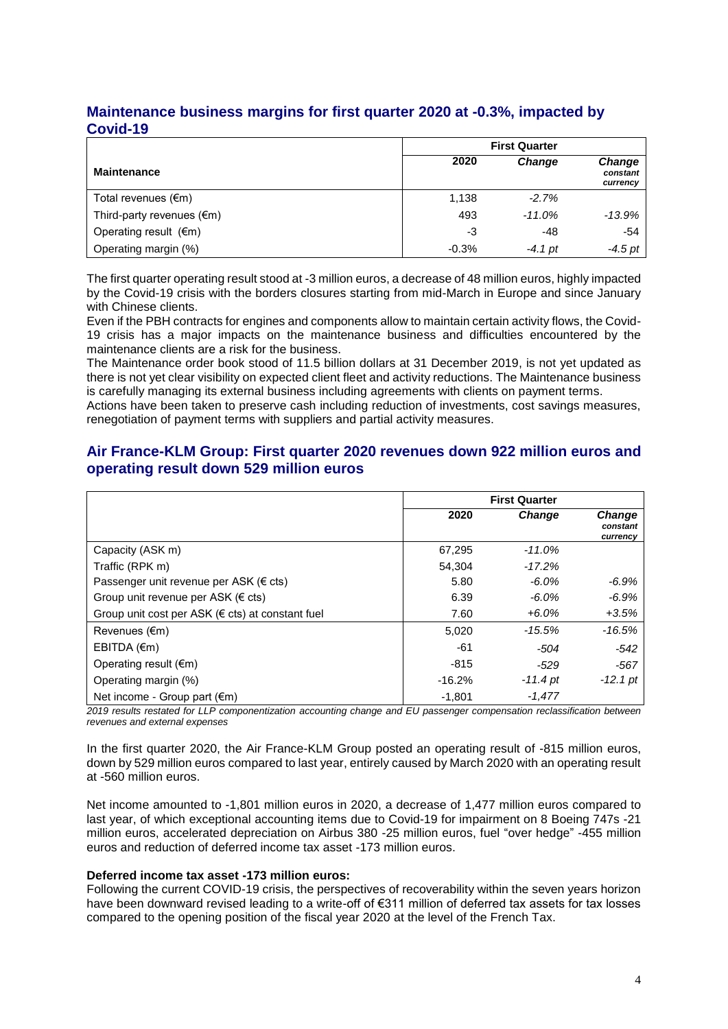## Maintenance business margins for first quarter 2020 at -0.3%, impacted by Covid-19

| Maintenance | First Quarter | | |
|---|---|---|---|
| | 2020 | *Change* | *Change constant currency* |
| Total revenues (€m) | 1,138 | *-2.7%* | |
| Third-party revenues (€m) | 493 | *-11.0%* | *-13.9%* |
| Operating result (€m) | -3 | -48 | -54 |
| Operating margin (%) | -0.3% | *-4.1 pt* | *-4.5 pt* |

The first quarter operating result stood at -3 million euros, a decrease of 48 million euros, highly impacted by the Covid-19 crisis with the borders closures starting from mid-March in Europe and since January with Chinese clients.

Even if the PBH contracts for engines and components allow to maintain certain activity flows, the Covid-19 crisis has a major impacts on the maintenance business and difficulties encountered by the maintenance clients are a risk for the business.

The Maintenance order book stood of 11.5 billion dollars at 31 December 2019, is not yet updated as there is not yet clear visibility on expected client fleet and activity reductions. The Maintenance business is carefully managing its external business including agreements with clients on payment terms.

Actions have been taken to preserve cash including reduction of investments, cost savings measures, renegotiation of payment terms with suppliers and partial activity measures.

## Air France-KLM Group: First quarter 2020 revenues down 922 million euros and operating result down 529 million euros

| | First Quarter | | |
|---|---|---|---|
| | 2020 | *Change* | *Change constant currency* |
| Capacity (ASK m) | 67,295 | *-11.0%* | |
| Traffic (RPK m) | 54,304 | *-17.2%* | |
| Passenger unit revenue per ASK (€ cts) | 5.80 | *-6.0%* | *-6.9%* |
| Group unit revenue per ASK (€ cts) | 6.39 | *-6.0%* | *-6.9%* |
| Group unit cost per ASK (€ cts) at constant fuel | 7.60 | *+6.0%* | *+3.5%* |
| Revenues (€m) | 5,020 | *-15.5%* | *-16.5%* |
| EBITDA (€m) | -61 | *-504* | *-542* |
| Operating result (€m) | -815 | *-529* | *-567* |
| Operating margin (%) | -16.2% | *-11.4 pt* | *-12.1 pt* |
| Net income - Group part (€m) | -1,801 | *-1,477* | |

*2019 results restated for LLP componentization accounting change and EU passenger compensation reclassification between revenues and external expenses*

In the first quarter 2020, the Air France-KLM Group posted an operating result of -815 million euros, down by 529 million euros compared to last year, entirely caused by March 2020 with an operating result at -560 million euros.

Net income amounted to -1,801 million euros in 2020, a decrease of 1,477 million euros compared to last year, of which exceptional accounting items due to Covid-19 for impairment on 8 Boeing 747s -21 million euros, accelerated depreciation on Airbus 380 -25 million euros, fuel "over hedge" -455 million euros and reduction of deferred income tax asset -173 million euros.

**Deferred income tax asset -173 million euros:**

Following the current COVID-19 crisis, the perspectives of recoverability within the seven years horizon have been downward revised leading to a write-off of €311 million of deferred tax assets for tax losses compared to the opening position of the fiscal year 2020 at the level of the French Tax.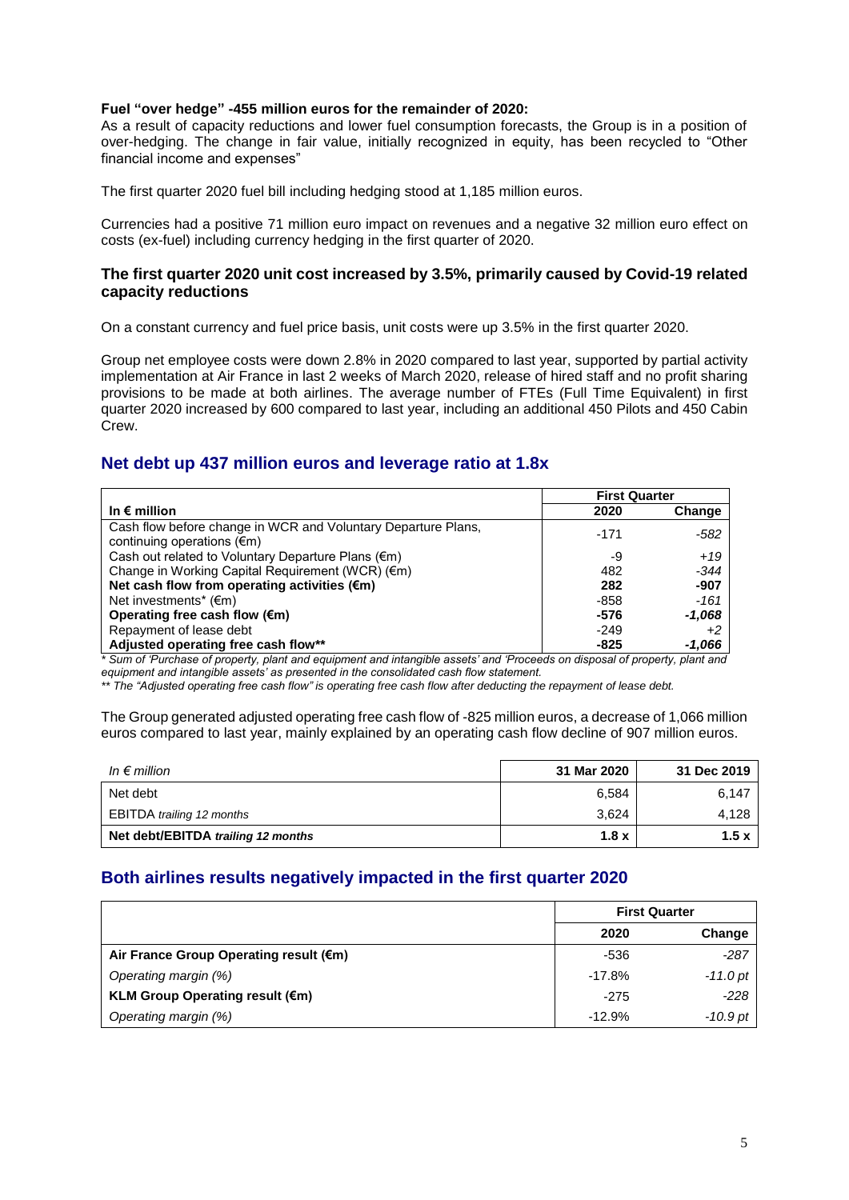**Fuel "over hedge" -455 million euros for the remainder of 2020:**
As a result of capacity reductions and lower fuel consumption forecasts, the Group is in a position of over-hedging. The change in fair value, initially recognized in equity, has been recycled to "Other financial income and expenses"

The first quarter 2020 fuel bill including hedging stood at 1,185 million euros.

Currencies had a positive 71 million euro impact on revenues and a negative 32 million euro effect on costs (ex-fuel) including currency hedging in the first quarter of 2020.

### The first quarter 2020 unit cost increased by 3.5%, primarily caused by Covid-19 related capacity reductions

On a constant currency and fuel price basis, unit costs were up 3.5% in the first quarter 2020.

Group net employee costs were down 2.8% in 2020 compared to last year, supported by partial activity implementation at Air France in last 2 weeks of March 2020, release of hired staff and no profit sharing provisions to be made at both airlines. The average number of FTEs (Full Time Equivalent) in first quarter 2020 increased by 600 compared to last year, including an additional 450 Pilots and 450 Cabin Crew.

## Net debt up 437 million euros and leverage ratio at 1.8x

| | First Quarter | |
|---|---|---|
| **In € million** | **2020** | **Change** |
| Cash flow before change in WCR and Voluntary Departure Plans, continuing operations (€m) | -171 | *-582* |
| Cash out related to Voluntary Departure Plans (€m) | -9 | *+19* |
| Change in Working Capital Requirement (WCR) (€m) | 482 | *-344* |
| **Net cash flow from operating activities (€m)** | **282** | **-907** |
| Net investments* (€m) | -858 | *-161* |
| **Operating free cash flow (€m)** | **-576** | ***-1,068*** |
| Repayment of lease debt | -249 | *+2* |
| **Adjusted operating free cash flow**** | **-825** | ***-1,066*** |

*\* Sum of 'Purchase of property, plant and equipment and intangible assets' and 'Proceeds on disposal of property, plant and equipment and intangible assets' as presented in the consolidated cash flow statement.*

*\*\* The "Adjusted operating free cash flow" is operating free cash flow after deducting the repayment of lease debt.*

The Group generated adjusted operating free cash flow of -825 million euros, a decrease of 1,066 million euros compared to last year, mainly explained by an operating cash flow decline of 907 million euros.

| *In € million* | **31 Mar 2020** | **31 Dec 2019** |
|---|---|---|
| Net debt | 6,584 | 6,147 |
| EBITDA *trailing 12 months* | 3,624 | 4,128 |
| **Net debt/EBITDA *trailing 12 months*** | **1.8 x** | **1.5 x** |

## Both airlines results negatively impacted in the first quarter 2020

| | First Quarter | |
|---|---|---|
| | **2020** | **Change** |
| **Air France Group Operating result (€m)** | -536 | *-287* |
| *Operating margin (%)* | -17.8% | *-11.0 pt* |
| **KLM Group Operating result (€m)** | -275 | *-228* |
| *Operating margin (%)* | -12.9% | *-10.9 pt* |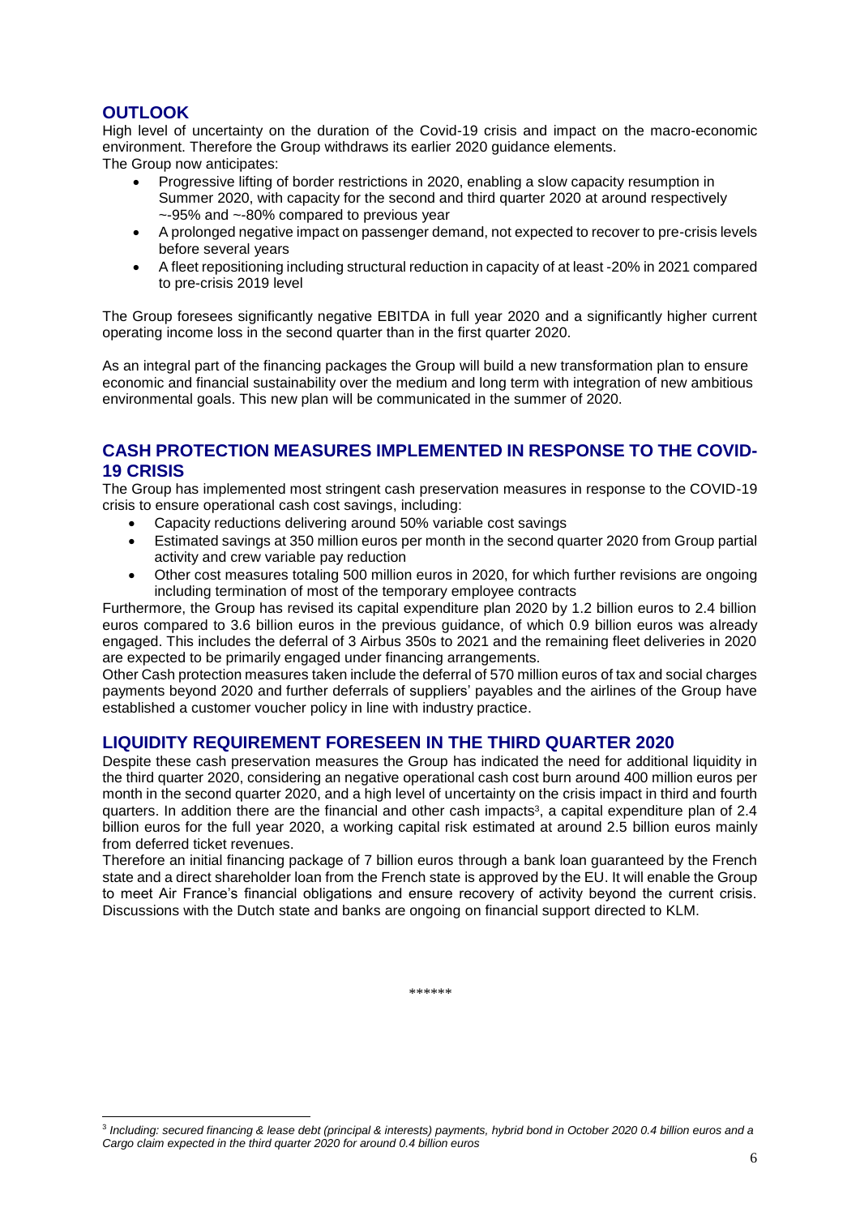## OUTLOOK

High level of uncertainty on the duration of the Covid-19 crisis and impact on the macro-economic environment. Therefore the Group withdraws its earlier 2020 guidance elements.
The Group now anticipates:

- Progressive lifting of border restrictions in 2020, enabling a slow capacity resumption in Summer 2020, with capacity for the second and third quarter 2020 at around respectively ~-95% and ~-80% compared to previous year
- A prolonged negative impact on passenger demand, not expected to recover to pre-crisis levels before several years
- A fleet repositioning including structural reduction in capacity of at least -20% in 2021 compared to pre-crisis 2019 level

The Group foresees significantly negative EBITDA in full year 2020 and a significantly higher current operating income loss in the second quarter than in the first quarter 2020.

As an integral part of the financing packages the Group will build a new transformation plan to ensure economic and financial sustainability over the medium and long term with integration of new ambitious environmental goals. This new plan will be communicated in the summer of 2020.

## CASH PROTECTION MEASURES IMPLEMENTED IN RESPONSE TO THE COVID-19 CRISIS

The Group has implemented most stringent cash preservation measures in response to the COVID-19 crisis to ensure operational cash cost savings, including:

- Capacity reductions delivering around 50% variable cost savings
- Estimated savings at 350 million euros per month in the second quarter 2020 from Group partial activity and crew variable pay reduction
- Other cost measures totaling 500 million euros in 2020, for which further revisions are ongoing including termination of most of the temporary employee contracts

Furthermore, the Group has revised its capital expenditure plan 2020 by 1.2 billion euros to 2.4 billion euros compared to 3.6 billion euros in the previous guidance, of which 0.9 billion euros was already engaged. This includes the deferral of 3 Airbus 350s to 2021 and the remaining fleet deliveries in 2020 are expected to be primarily engaged under financing arrangements.
Other Cash protection measures taken include the deferral of 570 million euros of tax and social charges payments beyond 2020 and further deferrals of suppliers' payables and the airlines of the Group have established a customer voucher policy in line with industry practice.

## LIQUIDITY REQUIREMENT FORESEEN IN THE THIRD QUARTER 2020

Despite these cash preservation measures the Group has indicated the need for additional liquidity in the third quarter 2020, considering an negative operational cash cost burn around 400 million euros per month in the second quarter 2020, and a high level of uncertainty on the crisis impact in third and fourth quarters. In addition there are the financial and other cash impacts[3], a capital expenditure plan of 2.4 billion euros for the full year 2020, a working capital risk estimated at around 2.5 billion euros mainly from deferred ticket revenues.
Therefore an initial financing package of 7 billion euros through a bank loan guaranteed by the French state and a direct shareholder loan from the French state is approved by the EU. It will enable the Group to meet Air France's financial obligations and ensure recovery of activity beyond the current crisis. Discussions with the Dutch state and banks are ongoing on financial support directed to KLM.

******

[3] *Including: secured financing & lease debt (principal & interests) payments, hybrid bond in October 2020 0.4 billion euros and a Cargo claim expected in the third quarter 2020 for around 0.4 billion euros*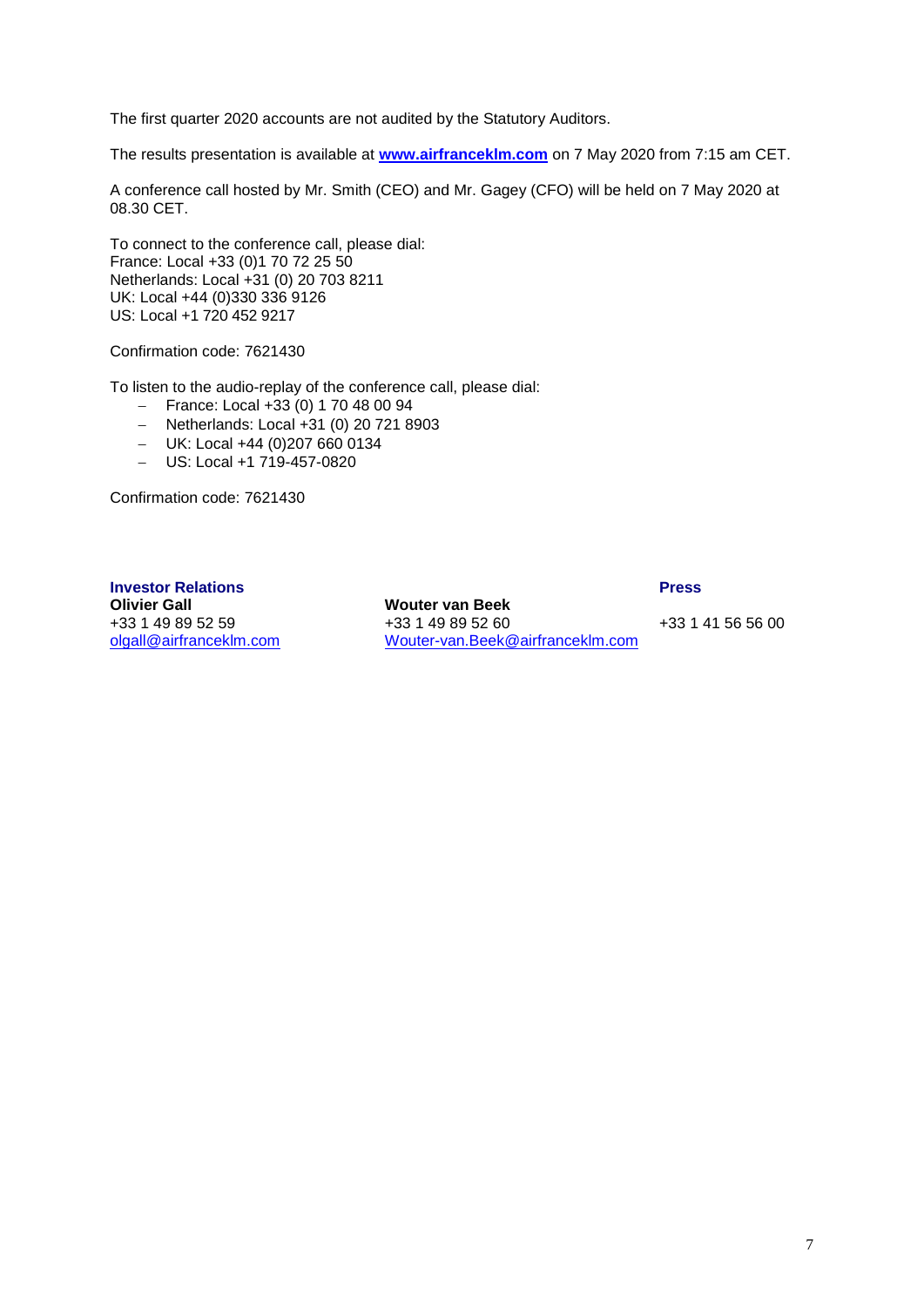The first quarter 2020 accounts are not audited by the Statutory Auditors.

The results presentation is available at **[www.airfranceklm.com](http://www.airfranceklm.com)** on 7 May 2020 from 7:15 am CET.

A conference call hosted by Mr. Smith (CEO) and Mr. Gagey (CFO) will be held on 7 May 2020 at 08.30 CET.

To connect to the conference call, please dial:
France: Local +33 (0)1 70 72 25 50
Netherlands: Local +31 (0) 20 703 8211
UK: Local +44 (0)330 336 9126
US: Local +1 720 452 9217

Confirmation code: 7621430

To listen to the audio-replay of the conference call, please dial:

- France: Local +33 (0) 1 70 48 00 94
- Netherlands: Local +31 (0) 20 721 8903
- UK: Local +44 (0)207 660 0134
- US: Local +1 719-457-0820

Confirmation code: 7621430

**Investor Relations**

**Olivier Gall**
+33 1 49 89 52 59
olgall@airfranceklm.com

**Wouter van Beek**
+33 1 49 89 52 60
Wouter-van.Beek@airfranceklm.com

**Press**

+33 1 41 56 56 00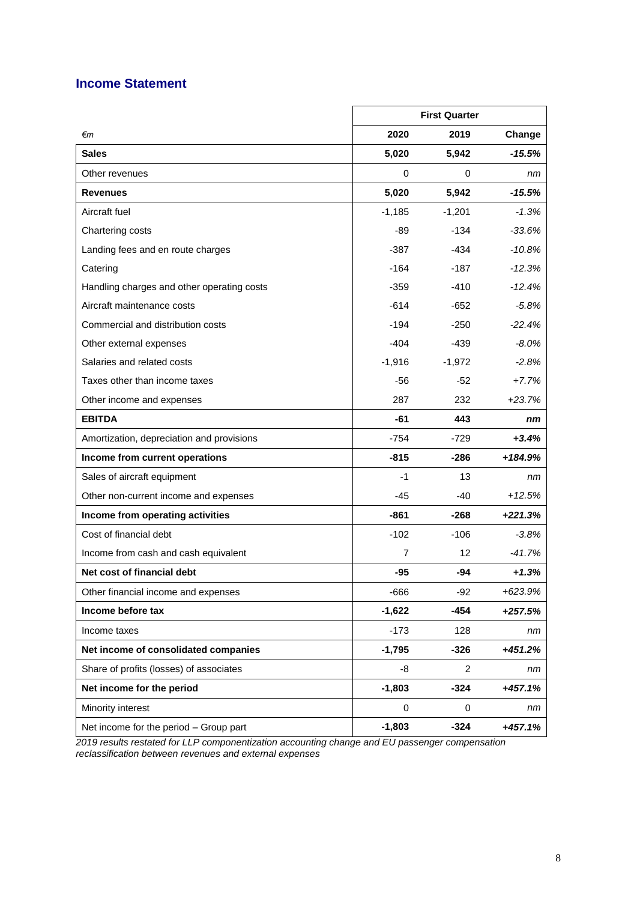## Income Statement

| | First Quarter | | |
|---|---|---|---|
| *€m* | **2020** | **2019** | **Change** |
| **Sales** | **5,020** | **5,942** | ***-15.5%*** |
| Other revenues | 0 | 0 | *nm* |
| **Revenues** | **5,020** | **5,942** | ***-15.5%*** |
| Aircraft fuel | -1,185 | -1,201 | *-1.3%* |
| Chartering costs | -89 | -134 | *-33.6%* |
| Landing fees and en route charges | -387 | -434 | *-10.8%* |
| Catering | -164 | -187 | *-12.3%* |
| Handling charges and other operating costs | -359 | -410 | *-12.4%* |
| Aircraft maintenance costs | -614 | -652 | *-5.8%* |
| Commercial and distribution costs | -194 | -250 | *-22.4%* |
| Other external expenses | -404 | -439 | *-8.0%* |
| Salaries and related costs | -1,916 | -1,972 | *-2.8%* |
| Taxes other than income taxes | -56 | -52 | *+7.7%* |
| Other income and expenses | 287 | 232 | *+23.7%* |
| **EBITDA** | **-61** | **443** | ***nm*** |
| Amortization, depreciation and provisions | -754 | -729 | ***+3.4%*** |
| **Income from current operations** | **-815** | **-286** | ***+184.9%*** |
| Sales of aircraft equipment | -1 | 13 | *nm* |
| Other non-current income and expenses | -45 | -40 | *+12.5%* |
| **Income from operating activities** | **-861** | **-268** | ***+221.3%*** |
| Cost of financial debt | -102 | -106 | *-3.8%* |
| Income from cash and cash equivalent | 7 | 12 | *-41.7%* |
| **Net cost of financial debt** | **-95** | **-94** | ***+1.3%*** |
| Other financial income and expenses | -666 | -92 | *+623.9%* |
| **Income before tax** | **-1,622** | **-454** | ***+257.5%*** |
| Income taxes | -173 | 128 | *nm* |
| **Net income of consolidated companies** | **-1,795** | **-326** | ***+451.2%*** |
| Share of profits (losses) of associates | -8 | 2 | *nm* |
| **Net income for the period** | **-1,803** | **-324** | ***+457.1%*** |
| Minority interest | 0 | 0 | *nm* |
| Net income for the period – Group part | **-1,803** | **-324** | ***+457.1%*** |

*2019 results restated for LLP componentization accounting change and EU passenger compensation reclassification between revenues and external expenses*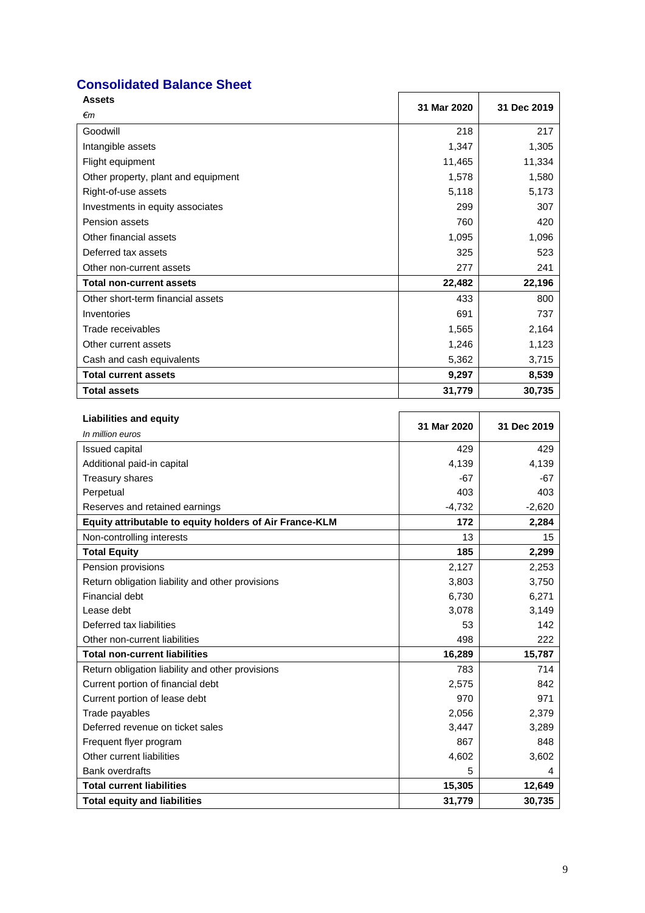## Consolidated Balance Sheet

| **Assets**<br>*€m* | **31 Mar 2020** | **31 Dec 2019** |
|---|---|---|
| Goodwill | 218 | 217 |
| Intangible assets | 1,347 | 1,305 |
| Flight equipment | 11,465 | 11,334 |
| Other property, plant and equipment | 1,578 | 1,580 |
| Right-of-use assets | 5,118 | 5,173 |
| Investments in equity associates | 299 | 307 |
| Pension assets | 760 | 420 |
| Other financial assets | 1,095 | 1,096 |
| Deferred tax assets | 325 | 523 |
| Other non-current assets | 277 | 241 |
| **Total non-current assets** | **22,482** | **22,196** |
| Other short-term financial assets | 433 | 800 |
| Inventories | 691 | 737 |
| Trade receivables | 1,565 | 2,164 |
| Other current assets | 1,246 | 1,123 |
| Cash and cash equivalents | 5,362 | 3,715 |
| **Total current assets** | **9,297** | **8,539** |
| **Total assets** | **31,779** | **30,735** |

| **Liabilities and equity**<br>*In million euros* | **31 Mar 2020** | **31 Dec 2019** |
|---|---|---|
| Issued capital | 429 | 429 |
| Additional paid-in capital | 4,139 | 4,139 |
| Treasury shares | -67 | -67 |
| Perpetual | 403 | 403 |
| Reserves and retained earnings | -4,732 | -2,620 |
| **Equity attributable to equity holders of Air France-KLM** | **172** | **2,284** |
| Non-controlling interests | 13 | 15 |
| **Total Equity** | **185** | **2,299** |
| Pension provisions | 2,127 | 2,253 |
| Return obligation liability and other provisions | 3,803 | 3,750 |
| Financial debt | 6,730 | 6,271 |
| Lease debt | 3,078 | 3,149 |
| Deferred tax liabilities | 53 | 142 |
| Other non-current liabilities | 498 | 222 |
| **Total non-current liabilities** | **16,289** | **15,787** |
| Return obligation liability and other provisions | 783 | 714 |
| Current portion of financial debt | 2,575 | 842 |
| Current portion of lease debt | 970 | 971 |
| Trade payables | 2,056 | 2,379 |
| Deferred revenue on ticket sales | 3,447 | 3,289 |
| Frequent flyer program | 867 | 848 |
| Other current liabilities | 4,602 | 3,602 |
| Bank overdrafts | 5 | 4 |
| **Total current liabilities** | **15,305** | **12,649** |
| **Total equity and liabilities** | **31,779** | **30,735** |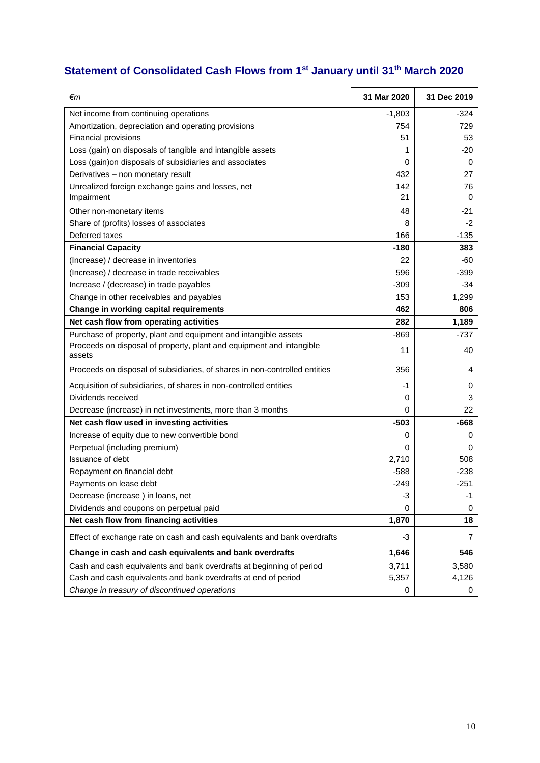## Statement of Consolidated Cash Flows from 1st January until 31th March 2020

| *€m* | 31 Mar 2020 | 31 Dec 2019 |
|---|---|---|
| Net income from continuing operations | -1,803 | -324 |
| Amortization, depreciation and operating provisions | 754 | 729 |
| Financial provisions | 51 | 53 |
| Loss (gain) on disposals of tangible and intangible assets | 1 | -20 |
| Loss (gain)on disposals of subsidiaries and associates | 0 | 0 |
| Derivatives – non monetary result | 432 | 27 |
| Unrealized foreign exchange gains and losses, net | 142 | 76 |
| Impairment | 21 | 0 |
| Other non-monetary items | 48 | -21 |
| Share of (profits) losses of associates | 8 | -2 |
| Deferred taxes | 166 | -135 |
| **Financial Capacity** | **-180** | **383** |
| (Increase) / decrease in inventories | 22 | -60 |
| (Increase) / decrease in trade receivables | 596 | -399 |
| Increase / (decrease) in trade payables | -309 | -34 |
| Change in other receivables and payables | 153 | 1,299 |
| **Change in working capital requirements** | **462** | **806** |
| **Net cash flow from operating activities** | **282** | **1,189** |
| Purchase of property, plant and equipment and intangible assets | -869 | -737 |
| Proceeds on disposal of property, plant and equipment and intangible assets | 11 | 40 |
| Proceeds on disposal of subsidiaries, of shares in non-controlled entities | 356 | 4 |
| Acquisition of subsidiaries, of shares in non-controlled entities | -1 | 0 |
| Dividends received | 0 | 3 |
| Decrease (increase) in net investments, more than 3 months | 0 | 22 |
| **Net cash flow used in investing activities** | **-503** | **-668** |
| Increase of equity due to new convertible bond | 0 | 0 |
| Perpetual (including premium) | 0 | 0 |
| Issuance of debt | 2,710 | 508 |
| Repayment on financial debt | -588 | -238 |
| Payments on lease debt | -249 | -251 |
| Decrease (increase ) in loans, net | -3 | -1 |
| Dividends and coupons on perpetual paid | 0 | 0 |
| **Net cash flow from financing activities** | **1,870** | **18** |
| Effect of exchange rate on cash and cash equivalents and bank overdrafts | -3 | 7 |
| **Change in cash and cash equivalents and bank overdrafts** | **1,646** | **546** |
| Cash and cash equivalents and bank overdrafts at beginning of period | 3,711 | 3,580 |
| Cash and cash equivalents and bank overdrafts at end of period | 5,357 | 4,126 |
| *Change in treasury of discontinued operations* | 0 | 0 |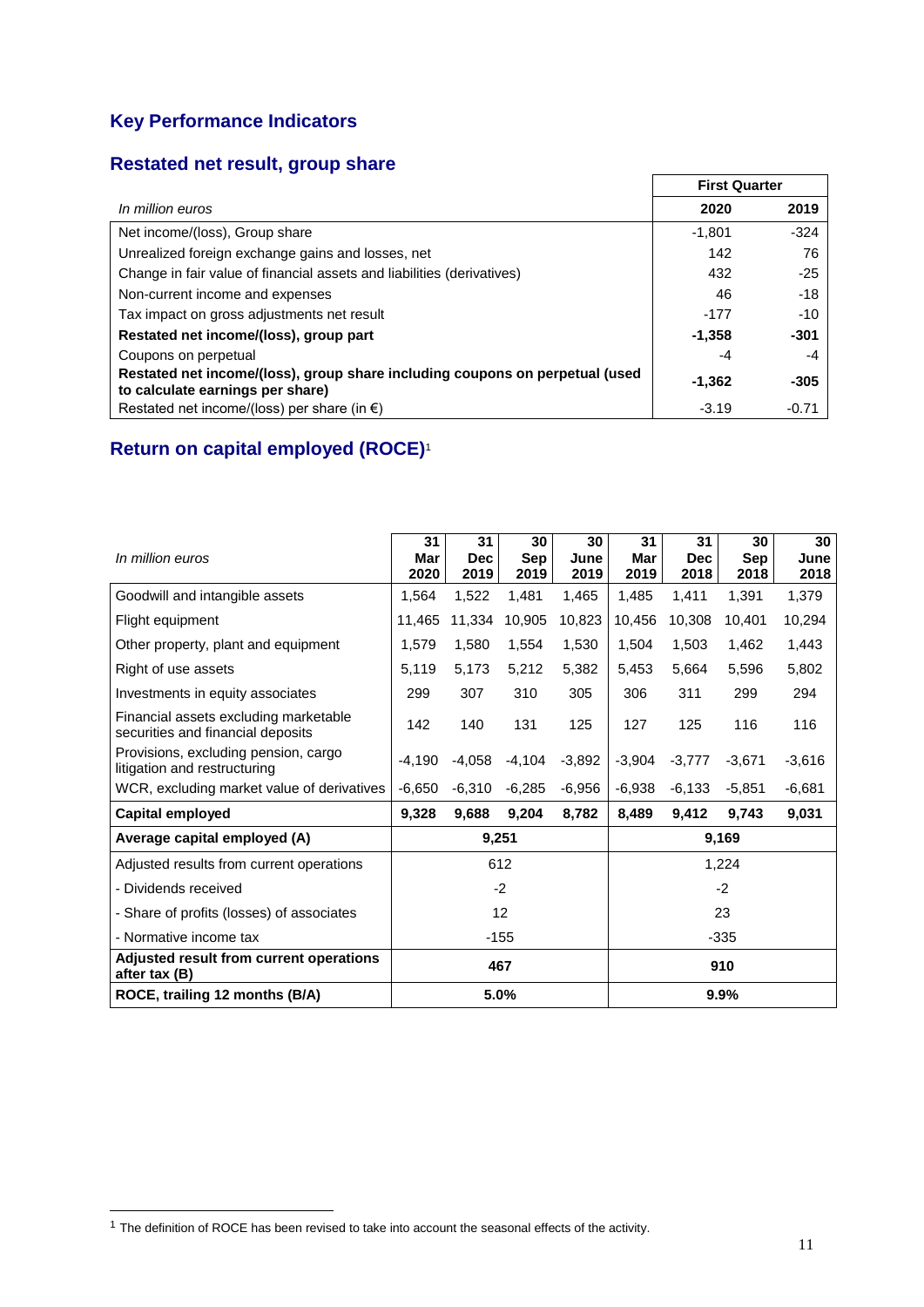## Key Performance Indicators

### Restated net result, group share

| | First Quarter | |
|---|---|---|
| *In million euros* | **2020** | **2019** |
| Net income/(loss), Group share | -1,801 | -324 |
| Unrealized foreign exchange gains and losses, net | 142 | 76 |
| Change in fair value of financial assets and liabilities (derivatives) | 432 | -25 |
| Non-current income and expenses | 46 | -18 |
| Tax impact on gross adjustments net result | -177 | -10 |
| **Restated net income/(loss), group part** | **-1,358** | **-301** |
| Coupons on perpetual | -4 | -4 |
| **Restated net income/(loss), group share including coupons on perpetual (used to calculate earnings per share)** | **-1,362** | **-305** |
| Restated net income/(loss) per share (in €) | -3.19 | -0.71 |

### Return on capital employed (ROCE)[1]

| *In million euros* | **31 Mar 2020** | **31 Dec 2019** | **30 Sep 2019** | **30 June 2019** | **31 Mar 2019** | **31 Dec 2018** | **30 Sep 2018** | **30 June 2018** |
|---|---|---|---|---|---|---|---|---|
| Goodwill and intangible assets | 1,564 | 1,522 | 1,481 | 1,465 | 1,485 | 1,411 | 1,391 | 1,379 |
| Flight equipment | 11,465 | 11,334 | 10,905 | 10,823 | 10,456 | 10,308 | 10,401 | 10,294 |
| Other property, plant and equipment | 1,579 | 1,580 | 1,554 | 1,530 | 1,504 | 1,503 | 1,462 | 1,443 |
| Right of use assets | 5,119 | 5,173 | 5,212 | 5,382 | 5,453 | 5,664 | 5,596 | 5,802 |
| Investments in equity associates | 299 | 307 | 310 | 305 | 306 | 311 | 299 | 294 |
| Financial assets excluding marketable securities and financial deposits | 142 | 140 | 131 | 125 | 127 | 125 | 116 | 116 |
| Provisions, excluding pension, cargo litigation and restructuring | -4,190 | -4,058 | -4,104 | -3,892 | -3,904 | -3,777 | -3,671 | -3,616 |
| WCR, excluding market value of derivatives | -6,650 | -6,310 | -6,285 | -6,956 | -6,938 | -6,133 | -5,851 | -6,681 |
| **Capital employed** | **9,328** | **9,688** | **9,204** | **8,782** | **8,489** | **9,412** | **9,743** | **9,031** |
| **Average capital employed (A)** | **9,251** | | | | **9,169** | | | |
| Adjusted results from current operations | 612 | | | | 1,224 | | | |
| - Dividends received | -2 | | | | -2 | | | |
| - Share of profits (losses) of associates | 12 | | | | 23 | | | |
| - Normative income tax | -155 | | | | -335 | | | |
| **Adjusted result from current operations after tax (B)** | **467** | | | | **910** | | | |
| **ROCE, trailing 12 months (B/A)** | **5.0%** | | | | **9.9%** | | | |

[1] The definition of ROCE has been revised to take into account the seasonal effects of the activity.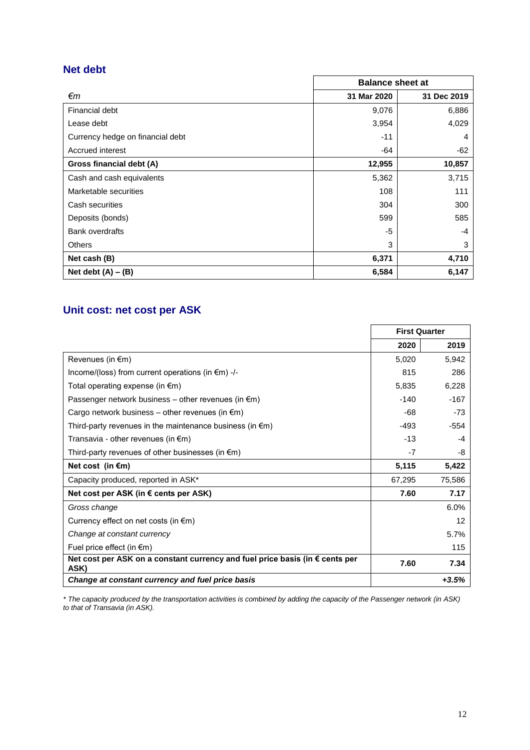## Net debt

| €m | Balance sheet at | |
|---|---|---|
| | **31 Mar 2020** | **31 Dec 2019** |
| Financial debt | 9,076 | 6,886 |
| Lease debt | 3,954 | 4,029 |
| Currency hedge on financial debt | -11 | 4 |
| Accrued interest | -64 | -62 |
| **Gross financial debt (A)** | **12,955** | **10,857** |
| Cash and cash equivalents | 5,362 | 3,715 |
| Marketable securities | 108 | 111 |
| Cash securities | 304 | 300 |
| Deposits (bonds) | 599 | 585 |
| Bank overdrafts | -5 | -4 |
| Others | 3 | 3 |
| **Net cash (B)** | **6,371** | **4,710** |
| **Net debt (A) – (B)** | **6,584** | **6,147** |

## Unit cost: net cost per ASK

| | First Quarter | |
|---|---|---|
| | **2020** | **2019** |
| Revenues (in €m) | 5,020 | 5,942 |
| Income/(loss) from current operations (in €m) -/- | 815 | 286 |
| Total operating expense (in €m) | 5,835 | 6,228 |
| Passenger network business – other revenues (in €m) | -140 | -167 |
| Cargo network business – other revenues (in €m) | -68 | -73 |
| Third-party revenues in the maintenance business (in €m) | -493 | -554 |
| Transavia - other revenues (in €m) | -13 | -4 |
| Third-party revenues of other businesses (in €m) | -7 | -8 |
| **Net cost (in €m)** | **5,115** | **5,422** |
| Capacity produced, reported in ASK* | 67,295 | 75,586 |
| **Net cost per ASK (in € cents per ASK)** | **7.60** | **7.17** |
| *Gross change* | | 6.0% |
| Currency effect on net costs (in €m) | | 12 |
| *Change at constant currency* | | 5.7% |
| Fuel price effect (in €m) | | 115 |
| **Net cost per ASK on a constant currency and fuel price basis (in € cents per ASK)** | **7.60** | **7.34** |
| ***Change at constant currency and fuel price basis*** | | ***+3.5%*** |

*\* The capacity produced by the transportation activities is combined by adding the capacity of the Passenger network (in ASK) to that of Transavia (in ASK).*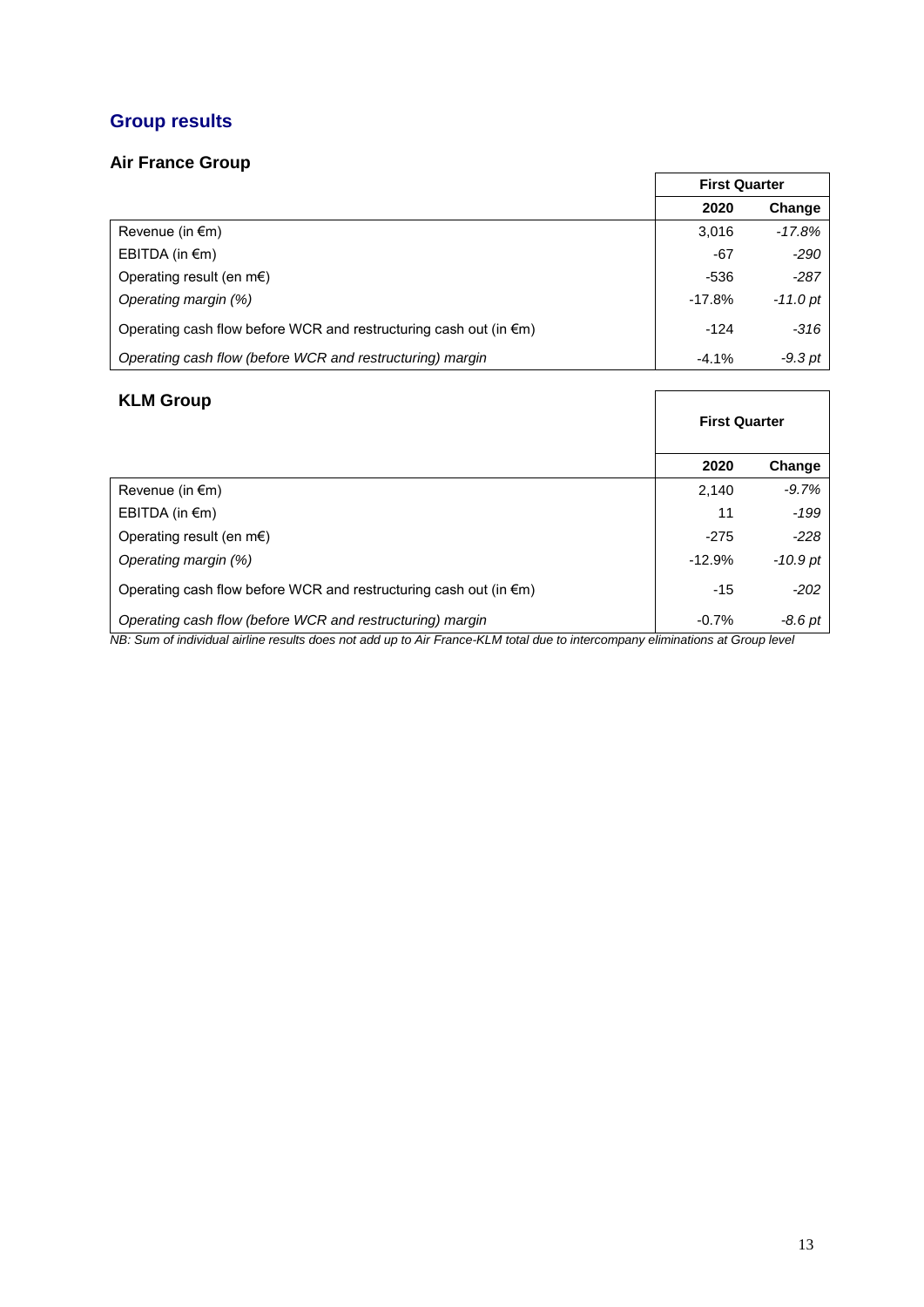## Group results

### Air France Group

| | First Quarter | |
|---|---|---|
| | 2020 | Change |
| Revenue (in €m) | 3,016 | *-17.8%* |
| EBITDA (in €m) | -67 | *-290* |
| Operating result (en m€) | -536 | *-287* |
| *Operating margin (%)* | -17.8% | *-11.0 pt* |
| Operating cash flow before WCR and restructuring cash out (in €m) | -124 | *-316* |
| *Operating cash flow (before WCR and restructuring) margin* | -4.1% | *-9.3 pt* |

### KLM Group

| | First Quarter | |
|---|---|---|
| | 2020 | Change |
| Revenue (in €m) | 2,140 | *-9.7%* |
| EBITDA (in €m) | 11 | *-199* |
| Operating result (en m€) | -275 | *-228* |
| *Operating margin (%)* | -12.9% | *-10.9 pt* |
| Operating cash flow before WCR and restructuring cash out (in €m) | -15 | *-202* |
| *Operating cash flow (before WCR and restructuring) margin* | -0.7% | *-8.6 pt* |

*NB: Sum of individual airline results does not add up to Air France-KLM total due to intercompany eliminations at Group level*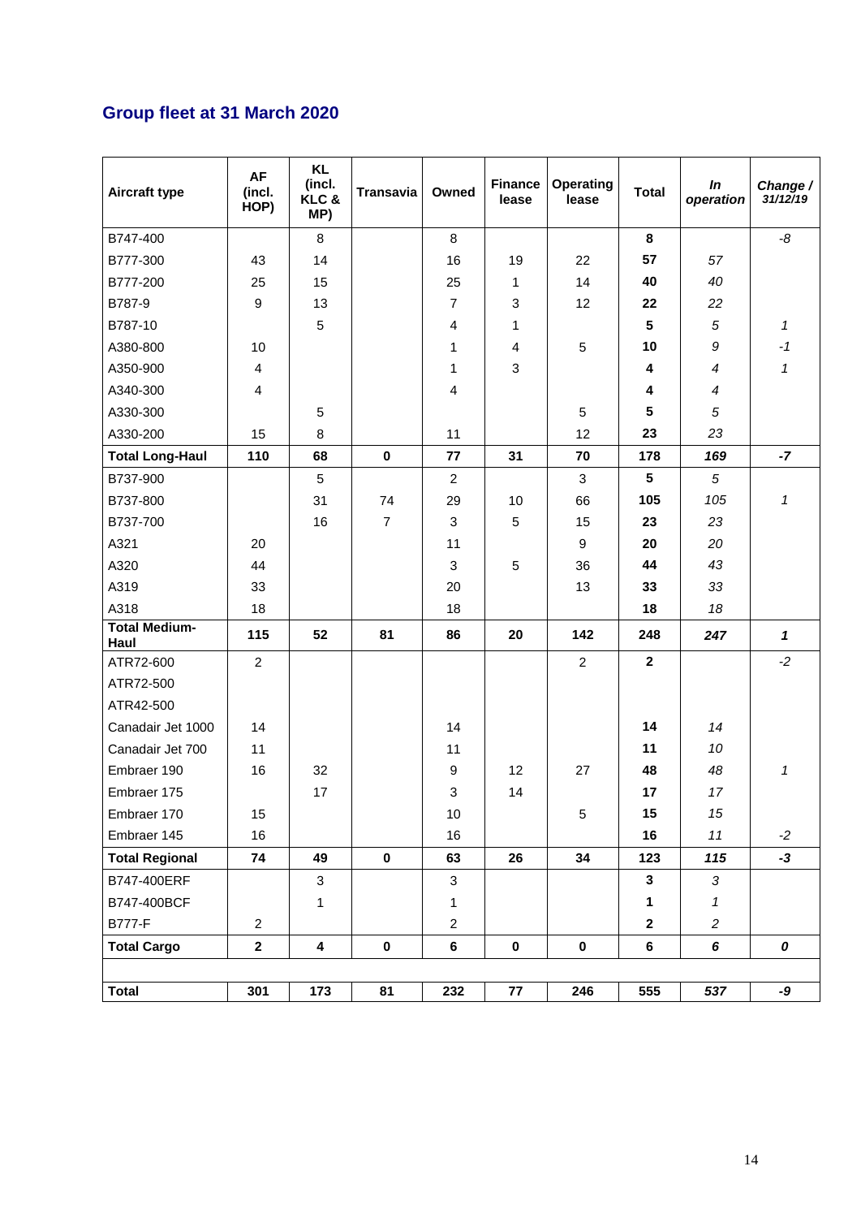## Group fleet at 31 March 2020

| Aircraft type | AF (incl. HOP) | KL (incl. KLC & MP) | Transavia | Owned | Finance lease | Operating lease | Total | *In operation* | *Change / 31/12/19* |
|---|---|---|---|---|---|---|---|---|---|
| B747-400 | | 8 | | 8 | | | **8** | | *-8* |
| B777-300 | 43 | 14 | | 16 | 19 | 22 | **57** | *57* | |
| B777-200 | 25 | 15 | | 25 | 1 | 14 | **40** | *40* | |
| B787-9 | 9 | 13 | | 7 | 3 | 12 | **22** | *22* | |
| B787-10 | | 5 | | 4 | 1 | | **5** | *5* | *1* |
| A380-800 | 10 | | | 1 | 4 | 5 | **10** | *9* | *-1* |
| A350-900 | 4 | | | 1 | 3 | | **4** | *4* | *1* |
| A340-300 | 4 | | | 4 | | | **4** | *4* | |
| A330-300 | | 5 | | | | 5 | **5** | *5* | |
| A330-200 | 15 | 8 | | 11 | | 12 | **23** | *23* | |
| **Total Long-Haul** | **110** | **68** | **0** | **77** | **31** | **70** | **178** | ***169*** | ***-7*** |
| B737-900 | | 5 | | 2 | | 3 | **5** | *5* | |
| B737-800 | | 31 | 74 | 29 | 10 | 66 | **105** | *105* | *1* |
| B737-700 | | 16 | 7 | 3 | 5 | 15 | **23** | *23* | |
| A321 | 20 | | | 11 | | 9 | **20** | *20* | |
| A320 | 44 | | | 3 | 5 | 36 | **44** | *43* | |
| A319 | 33 | | | 20 | | 13 | **33** | *33* | |
| A318 | 18 | | | 18 | | | **18** | *18* | |
| **Total Medium-Haul** | **115** | **52** | **81** | **86** | **20** | **142** | **248** | ***247*** | ***1*** |
| ATR72-600 | 2 | | | | | 2 | **2** | | *-2* |
| ATR72-500 | | | | | | | | | |
| ATR42-500 | | | | | | | | | |
| Canadair Jet 1000 | 14 | | | 14 | | | **14** | *14* | |
| Canadair Jet 700 | 11 | | | 11 | | | **11** | *10* | |
| Embraer 190 | 16 | 32 | | 9 | 12 | 27 | **48** | *48* | *1* |
| Embraer 175 | | 17 | | 3 | 14 | | **17** | *17* | |
| Embraer 170 | 15 | | | 10 | | 5 | **15** | *15* | |
| Embraer 145 | 16 | | | 16 | | | **16** | *11* | *-2* |
| **Total Regional** | **74** | **49** | **0** | **63** | **26** | **34** | **123** | ***115*** | ***-3*** |
| B747-400ERF | | 3 | | 3 | | | **3** | *3* | |
| B747-400BCF | | 1 | | 1 | | | **1** | *1* | |
| B777-F | 2 | | | 2 | | | **2** | *2* | |
| **Total Cargo** | **2** | **4** | **0** | **6** | **0** | **0** | **6** | ***6*** | ***0*** |
| | | | | | | | | | |
| **Total** | **301** | **173** | **81** | **232** | **77** | **246** | **555** | ***537*** | ***-9*** |